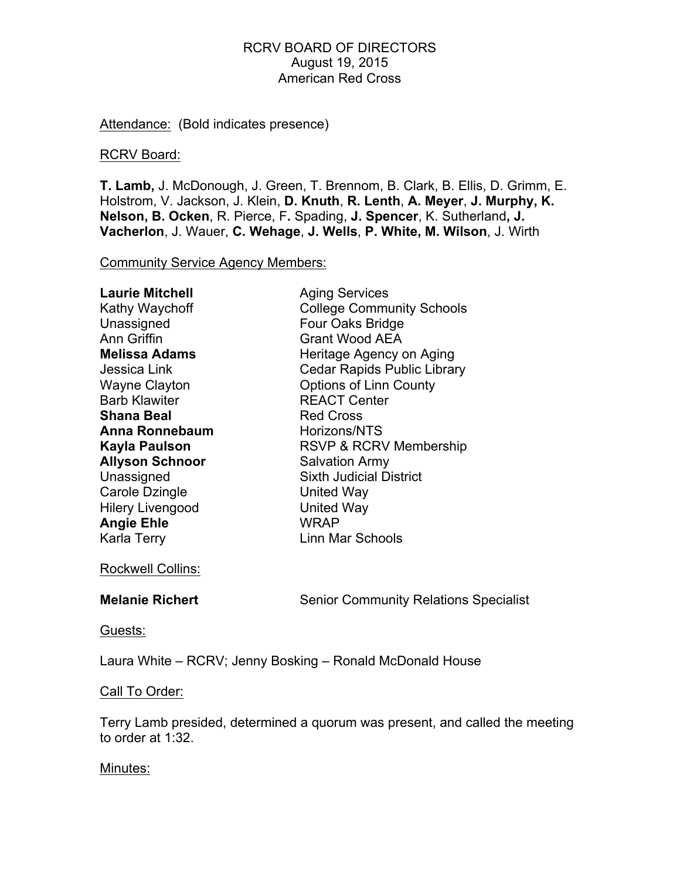RCRV BOARD OF DIRECTORS
August 19, 2015
American Red Cross

Attendance: (Bold indicates presence)

RCRV Board:

**T. Lamb,** J. McDonough, J. Green, T. Brennom, B. Clark, B. Ellis, D. Grimm, E. Holstrom, V. Jackson, J. Klein, **D. Knuth**, **R. Lenth**, **A. Meyer**, **J. Murphy, K. Nelson, B. Ocken**, R. Pierce, F. Spading, **J. Spencer**, K. Sutherland**, J. Vacherlon**, J. Wauer, **C. Wehage**, **J. Wells**, **P. White, M. Wilson**, J. Wirth

Community Service Agency Members:

| | |
|---|---|
| **Laurie Mitchell** | Aging Services |
| Kathy Waychoff | College Community Schools |
| Unassigned | Four Oaks Bridge |
| Ann Griffin | Grant Wood AEA |
| **Melissa Adams** | Heritage Agency on Aging |
| Jessica Link | Cedar Rapids Public Library |
| Wayne Clayton | Options of Linn County |
| Barb Klawiter | REACT Center |
| **Shana Beal** | Red Cross |
| **Anna Ronnebaum** | Horizons/NTS |
| **Kayla Paulson** | RSVP & RCRV Membership |
| **Allyson Schnoor** | Salvation Army |
| Unassigned | Sixth Judicial District |
| Carole Dzingle | United Way |
| Hilery Livengood | United Way |
| **Angie Ehle** | WRAP |
| Karla Terry | Linn Mar Schools |

Rockwell Collins:

| | |
|---|---|
| **Melanie Richert** | Senior Community Relations Specialist |

Guests:

Laura White – RCRV; Jenny Bosking – Ronald McDonald House

Call To Order:

Terry Lamb presided, determined a quorum was present, and called the meeting to order at 1:32.

Minutes: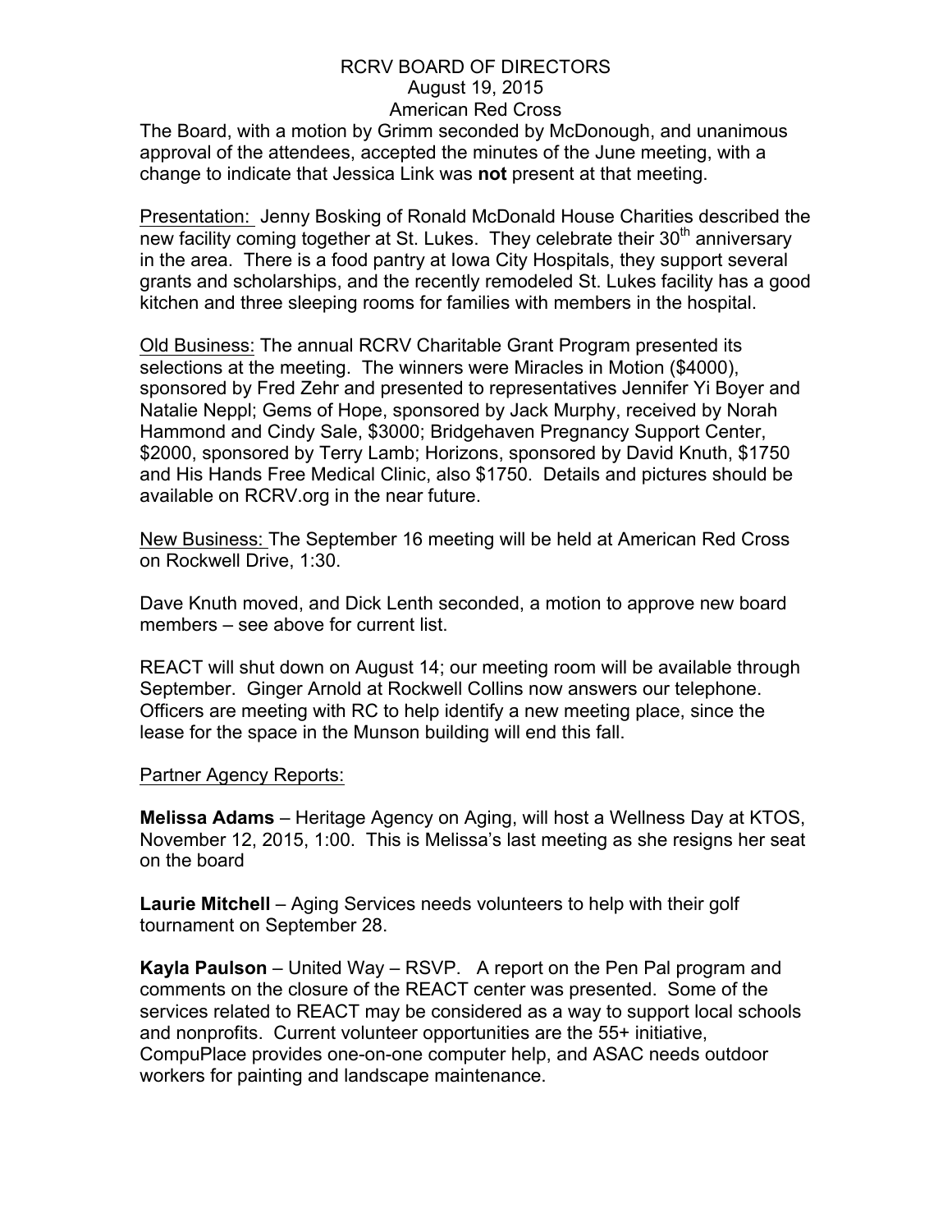RCRV BOARD OF DIRECTORS
August 19, 2015
American Red Cross

The Board, with a motion by Grimm seconded by McDonough, and unanimous approval of the attendees, accepted the minutes of the June meeting, with a change to indicate that Jessica Link was **not** present at that meeting.

Presentation: Jenny Bosking of Ronald McDonald House Charities described the new facility coming together at St. Lukes. They celebrate their 30th anniversary in the area. There is a food pantry at Iowa City Hospitals, they support several grants and scholarships, and the recently remodeled St. Lukes facility has a good kitchen and three sleeping rooms for families with members in the hospital.

Old Business: The annual RCRV Charitable Grant Program presented its selections at the meeting. The winners were Miracles in Motion ($4000), sponsored by Fred Zehr and presented to representatives Jennifer Yi Boyer and Natalie Neppl; Gems of Hope, sponsored by Jack Murphy, received by Norah Hammond and Cindy Sale, $3000; Bridgehaven Pregnancy Support Center, $2000, sponsored by Terry Lamb; Horizons, sponsored by David Knuth, $1750 and His Hands Free Medical Clinic, also $1750. Details and pictures should be available on RCRV.org in the near future.

New Business: The September 16 meeting will be held at American Red Cross on Rockwell Drive, 1:30.

Dave Knuth moved, and Dick Lenth seconded, a motion to approve new board members – see above for current list.

REACT will shut down on August 14; our meeting room will be available through September. Ginger Arnold at Rockwell Collins now answers our telephone. Officers are meeting with RC to help identify a new meeting place, since the lease for the space in the Munson building will end this fall.

Partner Agency Reports:

**Melissa Adams** – Heritage Agency on Aging, will host a Wellness Day at KTOS, November 12, 2015, 1:00. This is Melissa's last meeting as she resigns her seat on the board

**Laurie Mitchell** – Aging Services needs volunteers to help with their golf tournament on September 28.

**Kayla Paulson** – United Way – RSVP. A report on the Pen Pal program and comments on the closure of the REACT center was presented. Some of the services related to REACT may be considered as a way to support local schools and nonprofits. Current volunteer opportunities are the 55+ initiative, CompuPlace provides one-on-one computer help, and ASAC needs outdoor workers for painting and landscape maintenance.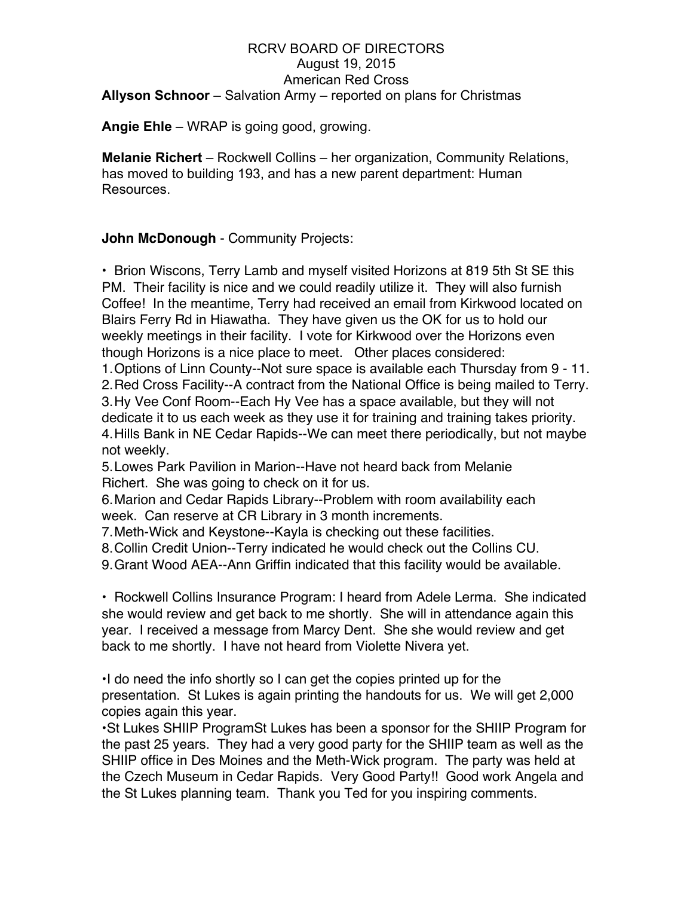RCRV BOARD OF DIRECTORS
August 19, 2015
American Red Cross

**Allyson Schnoor** – Salvation Army – reported on plans for Christmas

**Angie Ehle** – WRAP is going good, growing.

**Melanie Richert** – Rockwell Collins – her organization, Community Relations, has moved to building 193, and has a new parent department: Human Resources.

**John McDonough** - Community Projects:

• Brion Wiscons, Terry Lamb and myself visited Horizons at 819 5th St SE this PM. Their facility is nice and we could readily utilize it. They will also furnish Coffee! In the meantime, Terry had received an email from Kirkwood located on Blairs Ferry Rd in Hiawatha. They have given us the OK for us to hold our weekly meetings in their facility. I vote for Kirkwood over the Horizons even though Horizons is a nice place to meet. Other places considered:

1. Options of Linn County--Not sure space is available each Thursday from 9 - 11.
2. Red Cross Facility--A contract from the National Office is being mailed to Terry.
3. Hy Vee Conf Room--Each Hy Vee has a space available, but they will not dedicate it to us each week as they use it for training and training takes priority.
4. Hills Bank in NE Cedar Rapids--We can meet there periodically, but not maybe not weekly.
5. Lowes Park Pavilion in Marion--Have not heard back from Melanie Richert. She was going to check on it for us.
6. Marion and Cedar Rapids Library--Problem with room availability each week. Can reserve at CR Library in 3 month increments.
7. Meth-Wick and Keystone--Kayla is checking out these facilities.
8. Collin Credit Union--Terry indicated he would check out the Collins CU.
9. Grant Wood AEA--Ann Griffin indicated that this facility would be available.

• Rockwell Collins Insurance Program: I heard from Adele Lerma. She indicated she would review and get back to me shortly. She will in attendance again this year. I received a message from Marcy Dent. She she would review and get back to me shortly. I have not heard from Violette Nivera yet.

• I do need the info shortly so I can get the copies printed up for the presentation. St Lukes is again printing the handouts for us. We will get 2,000 copies again this year.

• St Lukes SHIIP ProgramSt Lukes has been a sponsor for the SHIIP Program for the past 25 years. They had a very good party for the SHIIP team as well as the SHIIP office in Des Moines and the Meth-Wick program. The party was held at the Czech Museum in Cedar Rapids. Very Good Party!! Good work Angela and the St Lukes planning team. Thank you Ted for you inspiring comments.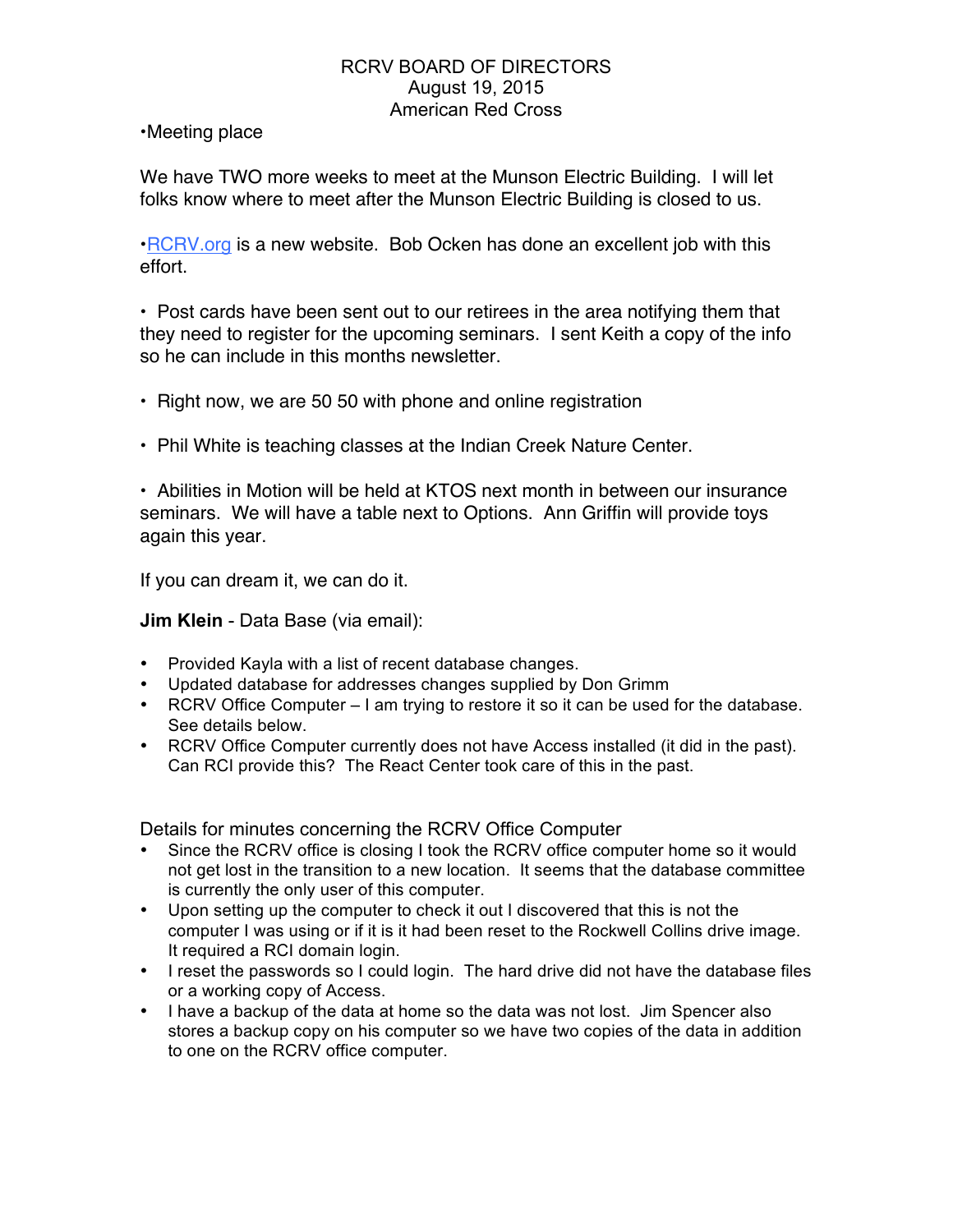RCRV BOARD OF DIRECTORS
August 19, 2015
American Red Cross

•Meeting place

We have TWO more weeks to meet at the Munson Electric Building. I will let folks know where to meet after the Munson Electric Building is closed to us.

•RCRV.org is a new website. Bob Ocken has done an excellent job with this effort.

• Post cards have been sent out to our retirees in the area notifying them that they need to register for the upcoming seminars. I sent Keith a copy of the info so he can include in this months newsletter.

• Right now, we are 50 50 with phone and online registration

• Phil White is teaching classes at the Indian Creek Nature Center.

• Abilities in Motion will be held at KTOS next month in between our insurance seminars. We will have a table next to Options. Ann Griffin will provide toys again this year.

If you can dream it, we can do it.

**Jim Klein** - Data Base (via email):

- Provided Kayla with a list of recent database changes.
- Updated database for addresses changes supplied by Don Grimm
- RCRV Office Computer – I am trying to restore it so it can be used for the database. See details below.
- RCRV Office Computer currently does not have Access installed (it did in the past). Can RCI provide this? The React Center took care of this in the past.

Details for minutes concerning the RCRV Office Computer

- Since the RCRV office is closing I took the RCRV office computer home so it would not get lost in the transition to a new location. It seems that the database committee is currently the only user of this computer.
- Upon setting up the computer to check it out I discovered that this is not the computer I was using or if it is it had been reset to the Rockwell Collins drive image. It required a RCI domain login.
- I reset the passwords so I could login. The hard drive did not have the database files or a working copy of Access.
- I have a backup of the data at home so the data was not lost. Jim Spencer also stores a backup copy on his computer so we have two copies of the data in addition to one on the RCRV office computer.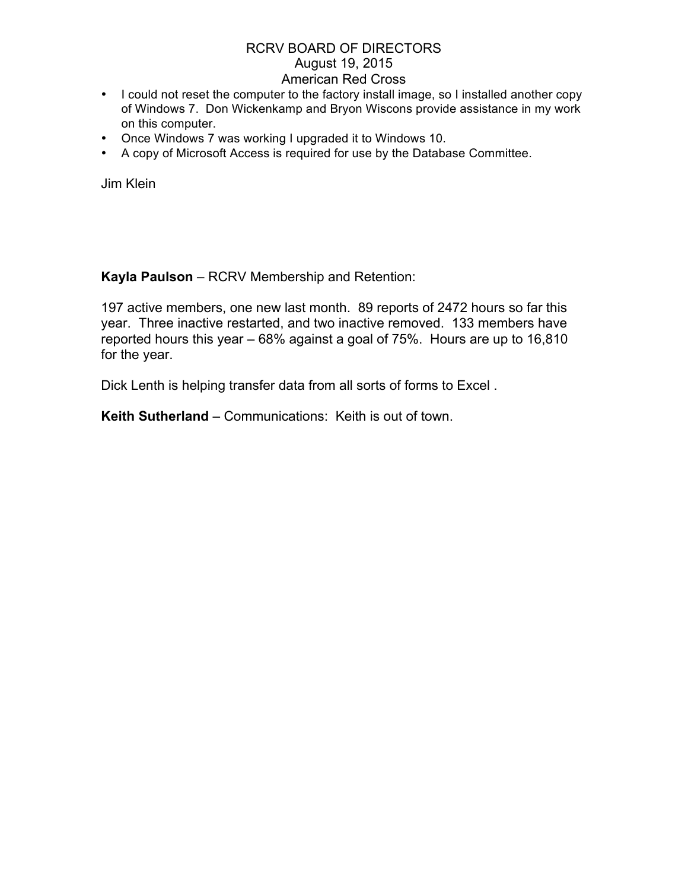- I could not reset the computer to the factory install image, so I installed another copy of Windows 7. Don Wickenkamp and Bryon Wiscons provide assistance in my work on this computer.
- Once Windows 7 was working I upgraded it to Windows 10.
- A copy of Microsoft Access is required for use by the Database Committee.

Jim Klein

**Kayla Paulson** – RCRV Membership and Retention:

197 active members, one new last month. 89 reports of 2472 hours so far this year. Three inactive restarted, and two inactive removed. 133 members have reported hours this year – 68% against a goal of 75%. Hours are up to 16,810 for the year.

Dick Lenth is helping transfer data from all sorts of forms to Excel .

**Keith Sutherland** – Communications: Keith is out of town.